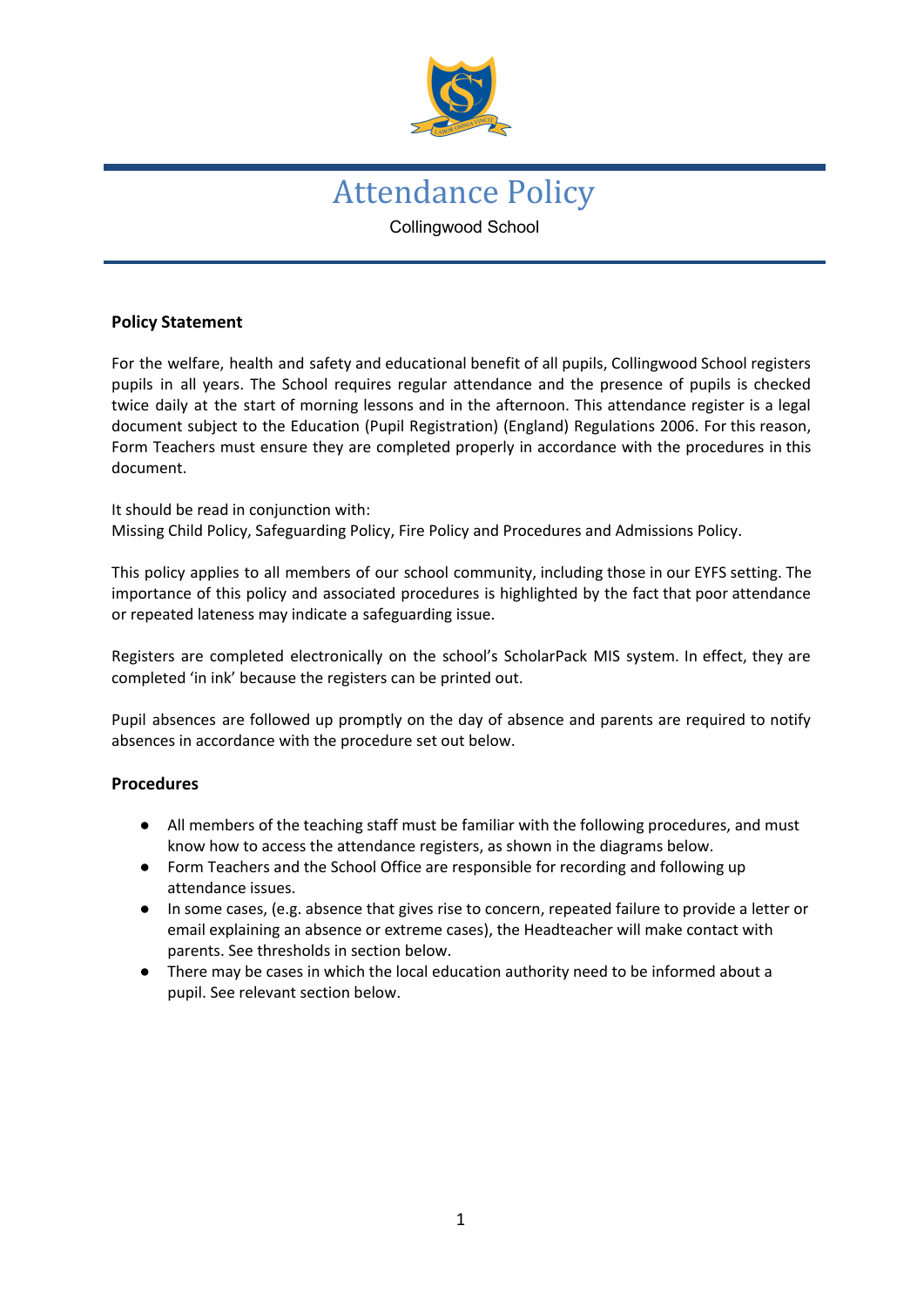# Attendance Policy

Collingwood School

## Policy Statement

For the welfare, health and safety and educational benefit of all pupils, Collingwood School registers pupils in all years. The School requires regular attendance and the presence of pupils is checked twice daily at the start of morning lessons and in the afternoon. This attendance register is a legal document subject to the Education (Pupil Registration) (England) Regulations 2006. For this reason, Form Teachers must ensure they are completed properly in accordance with the procedures in this document.

It should be read in conjunction with:
Missing Child Policy, Safeguarding Policy, Fire Policy and Procedures and Admissions Policy.

This policy applies to all members of our school community, including those in our EYFS setting. The importance of this policy and associated procedures is highlighted by the fact that poor attendance or repeated lateness may indicate a safeguarding issue.

Registers are completed electronically on the school's ScholarPack MIS system. In effect, they are completed 'in ink' because the registers can be printed out.

Pupil absences are followed up promptly on the day of absence and parents are required to notify absences in accordance with the procedure set out below.

## Procedures

- All members of the teaching staff must be familiar with the following procedures, and must know how to access the attendance registers, as shown in the diagrams below.
- Form Teachers and the School Office are responsible for recording and following up attendance issues.
- In some cases, (e.g. absence that gives rise to concern, repeated failure to provide a letter or email explaining an absence or extreme cases), the Headteacher will make contact with parents. See thresholds in section below.
- There may be cases in which the local education authority need to be informed about a pupil. See relevant section below.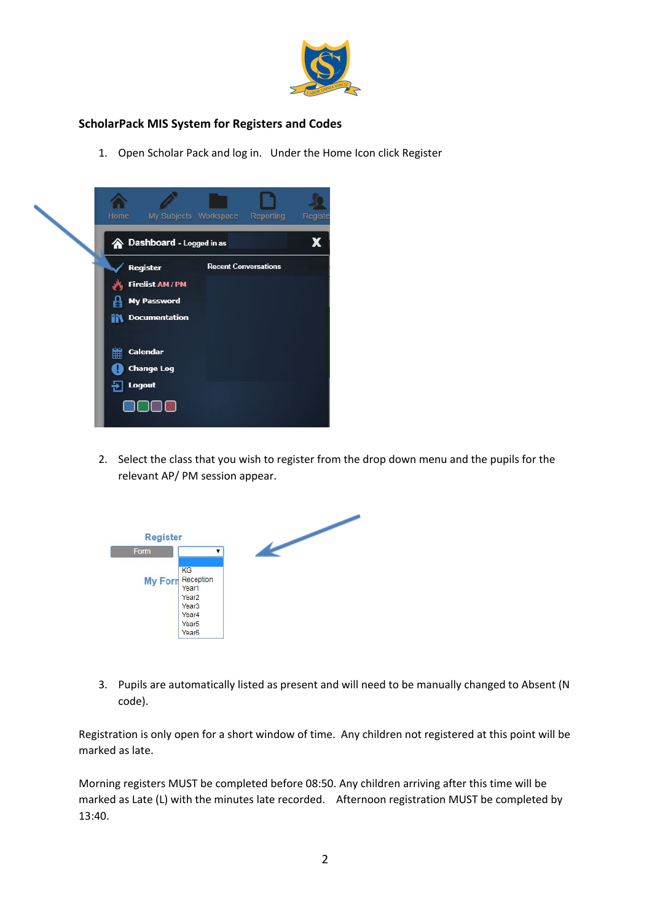**ScholarPack MIS System for Registers and Codes**

1. Open Scholar Pack and log in. Under the Home Icon click Register

2. Select the class that you wish to register from the drop down menu and the pupils for the relevant AP/ PM session appear.

3. Pupils are automatically listed as present and will need to be manually changed to Absent (N code).

Registration is only open for a short window of time. Any children not registered at this point will be marked as late.

Morning registers MUST be completed before 08:50. Any children arriving after this time will be marked as Late (L) with the minutes late recorded. Afternoon registration MUST be completed by 13:40.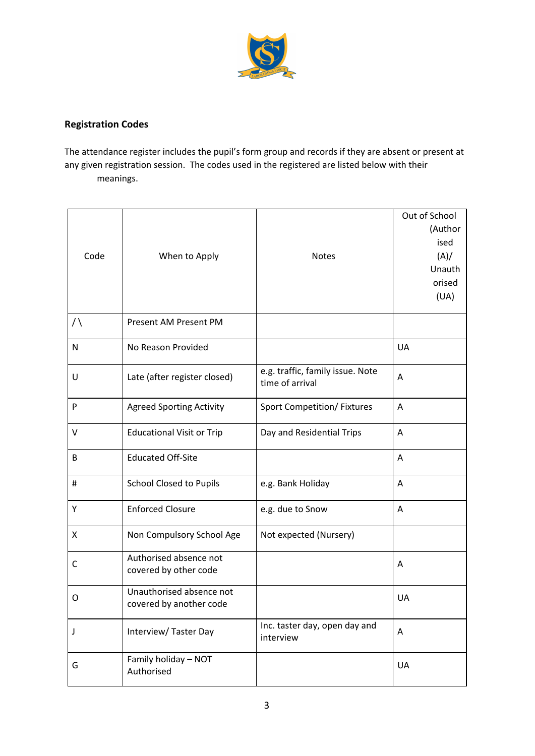**Registration Codes**

The attendance register includes the pupil's form group and records if they are absent or present at any given registration session. The codes used in the registered are listed below with their meanings.

| Code | When to Apply | Notes | Out of School (Authorised (A)/ Unauthorised (UA)) |
|---|---|---|---|
| / \ | Present AM Present PM | | |
| N | No Reason Provided | | UA |
| U | Late (after register closed) | e.g. traffic, family issue. Note time of arrival | A |
| P | Agreed Sporting Activity | Sport Competition/ Fixtures | A |
| V | Educational Visit or Trip | Day and Residential Trips | A |
| B | Educated Off-Site | | A |
| # | School Closed to Pupils | e.g. Bank Holiday | A |
| Y | Enforced Closure | e.g. due to Snow | A |
| X | Non Compulsory School Age | Not expected (Nursery) | |
| C | Authorised absence not covered by other code | | A |
| O | Unauthorised absence not covered by another code | | UA |
| J | Interview/ Taster Day | Inc. taster day, open day and interview | A |
| G | Family holiday – NOT Authorised | | UA |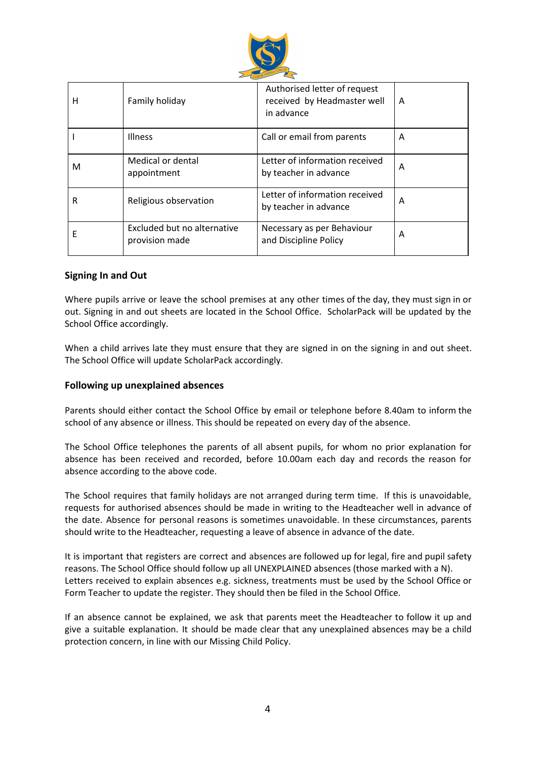| H | Family holiday | Authorised letter of request received by Headmaster well in advance | A |
| --- | --- | --- | --- |
| I | Illness | Call or email from parents | A |
| M | Medical or dental appointment | Letter of information received by teacher in advance | A |
| R | Religious observation | Letter of information received by teacher in advance | A |
| E | Excluded but no alternative provision made | Necessary as per Behaviour and Discipline Policy | A |

### Signing In and Out

Where pupils arrive or leave the school premises at any other times of the day, they must sign in or out. Signing in and out sheets are located in the School Office. ScholarPack will be updated by the School Office accordingly.

When a child arrives late they must ensure that they are signed in on the signing in and out sheet. The School Office will update ScholarPack accordingly.

### Following up unexplained absences

Parents should either contact the School Office by email or telephone before 8.40am to inform the school of any absence or illness. This should be repeated on every day of the absence.

The School Office telephones the parents of all absent pupils, for whom no prior explanation for absence has been received and recorded, before 10.00am each day and records the reason for absence according to the above code.

The School requires that family holidays are not arranged during term time. If this is unavoidable, requests for authorised absences should be made in writing to the Headteacher well in advance of the date. Absence for personal reasons is sometimes unavoidable. In these circumstances, parents should write to the Headteacher, requesting a leave of absence in advance of the date.

It is important that registers are correct and absences are followed up for legal, fire and pupil safety reasons. The School Office should follow up all UNEXPLAINED absences (those marked with a N). Letters received to explain absences e.g. sickness, treatments must be used by the School Office or Form Teacher to update the register. They should then be filed in the School Office.

If an absence cannot be explained, we ask that parents meet the Headteacher to follow it up and give a suitable explanation. It should be made clear that any unexplained absences may be a child protection concern, in line with our Missing Child Policy.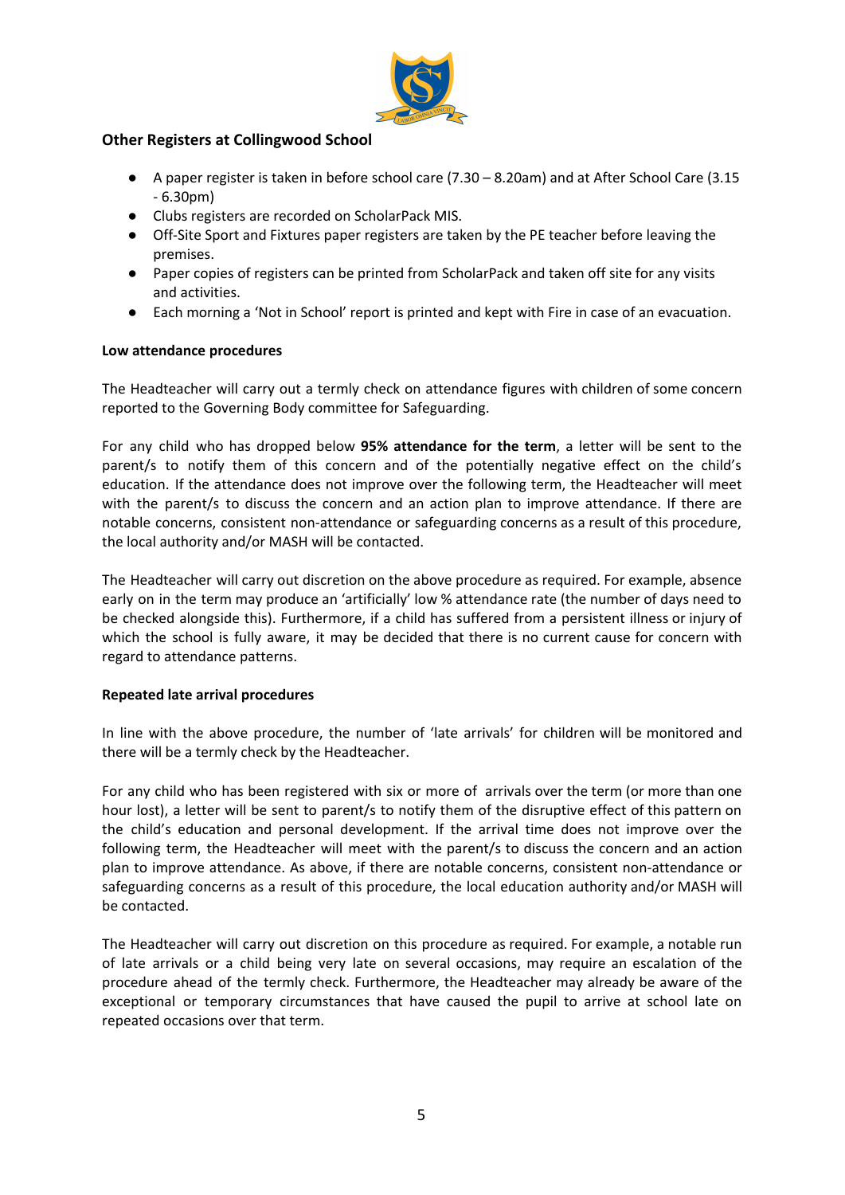## Other Registers at Collingwood School

- A paper register is taken in before school care (7.30 – 8.20am) and at After School Care (3.15 - 6.30pm)
- Clubs registers are recorded on ScholarPack MIS.
- Off-Site Sport and Fixtures paper registers are taken by the PE teacher before leaving the premises.
- Paper copies of registers can be printed from ScholarPack and taken off site for any visits and activities.
- Each morning a 'Not in School' report is printed and kept with Fire in case of an evacuation.

**Low attendance procedures**

The Headteacher will carry out a termly check on attendance figures with children of some concern reported to the Governing Body committee for Safeguarding.

For any child who has dropped below **95% attendance for the term**, a letter will be sent to the parent/s to notify them of this concern and of the potentially negative effect on the child's education. If the attendance does not improve over the following term, the Headteacher will meet with the parent/s to discuss the concern and an action plan to improve attendance. If there are notable concerns, consistent non-attendance or safeguarding concerns as a result of this procedure, the local authority and/or MASH will be contacted.

The Headteacher will carry out discretion on the above procedure as required. For example, absence early on in the term may produce an 'artificially' low % attendance rate (the number of days need to be checked alongside this). Furthermore, if a child has suffered from a persistent illness or injury of which the school is fully aware, it may be decided that there is no current cause for concern with regard to attendance patterns.

**Repeated late arrival procedures**

In line with the above procedure, the number of 'late arrivals' for children will be monitored and there will be a termly check by the Headteacher.

For any child who has been registered with six or more of arrivals over the term (or more than one hour lost), a letter will be sent to parent/s to notify them of the disruptive effect of this pattern on the child's education and personal development. If the arrival time does not improve over the following term, the Headteacher will meet with the parent/s to discuss the concern and an action plan to improve attendance. As above, if there are notable concerns, consistent non-attendance or safeguarding concerns as a result of this procedure, the local education authority and/or MASH will be contacted.

The Headteacher will carry out discretion on this procedure as required. For example, a notable run of late arrivals or a child being very late on several occasions, may require an escalation of the procedure ahead of the termly check. Furthermore, the Headteacher may already be aware of the exceptional or temporary circumstances that have caused the pupil to arrive at school late on repeated occasions over that term.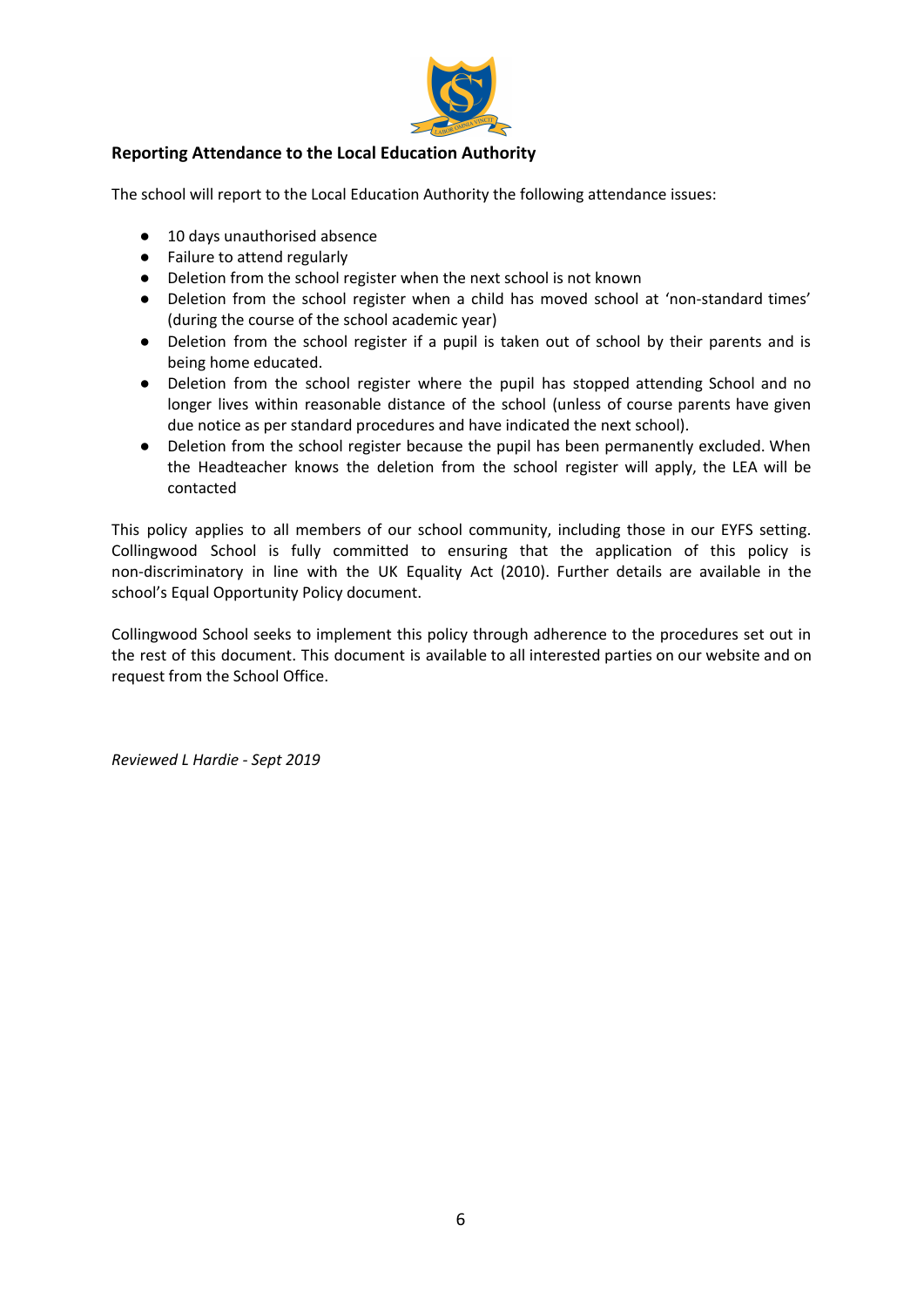**Reporting Attendance to the Local Education Authority**

The school will report to the Local Education Authority the following attendance issues:

- 10 days unauthorised absence
- Failure to attend regularly
- Deletion from the school register when the next school is not known
- Deletion from the school register when a child has moved school at 'non-standard times' (during the course of the school academic year)
- Deletion from the school register if a pupil is taken out of school by their parents and is being home educated.
- Deletion from the school register where the pupil has stopped attending School and no longer lives within reasonable distance of the school (unless of course parents have given due notice as per standard procedures and have indicated the next school).
- Deletion from the school register because the pupil has been permanently excluded. When the Headteacher knows the deletion from the school register will apply, the LEA will be contacted

This policy applies to all members of our school community, including those in our EYFS setting. Collingwood School is fully committed to ensuring that the application of this policy is non-discriminatory in line with the UK Equality Act (2010). Further details are available in the school's Equal Opportunity Policy document.

Collingwood School seeks to implement this policy through adherence to the procedures set out in the rest of this document. This document is available to all interested parties on our website and on request from the School Office.

*Reviewed L Hardie - Sept 2019*